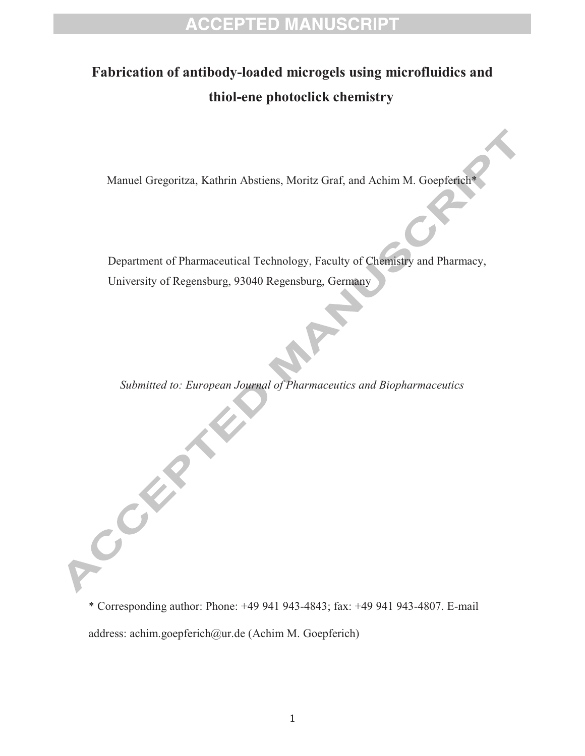# Fabrication of antibody-loaded microgels using microfluidics and thiol-ene photoclick chemistry

Manuel Gregoritza, Kathrin Abstiens, Moritz Graf, and Achim M. Goepferich*

Department of Pharmaceutical Technology, Faculty of Chemistry and Pharmacy, University of Regensburg, 93040 Regensburg, Germany

*Submitted to: European Journal of Pharmaceutics and Biopharmaceutics*

* Corresponding author: Phone: +49 941 943-4843; fax: +49 941 943-4807. E-mail address: achim.goepferich@ur.de (Achim M. Goepferich)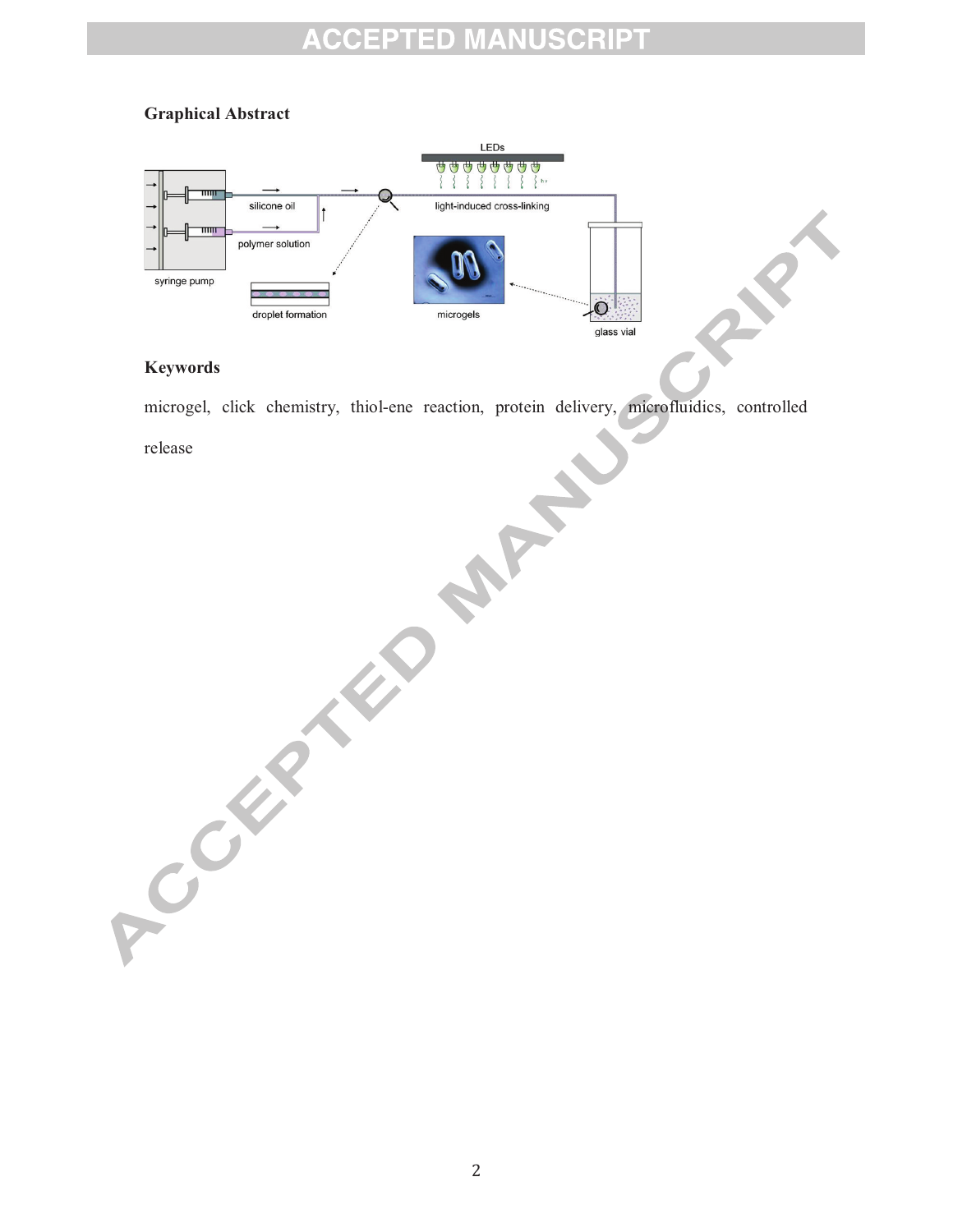**Graphical Abstract**

**Keywords**

microgel, click chemistry, thiol-ene reaction, protein delivery, microfluidics, controlled release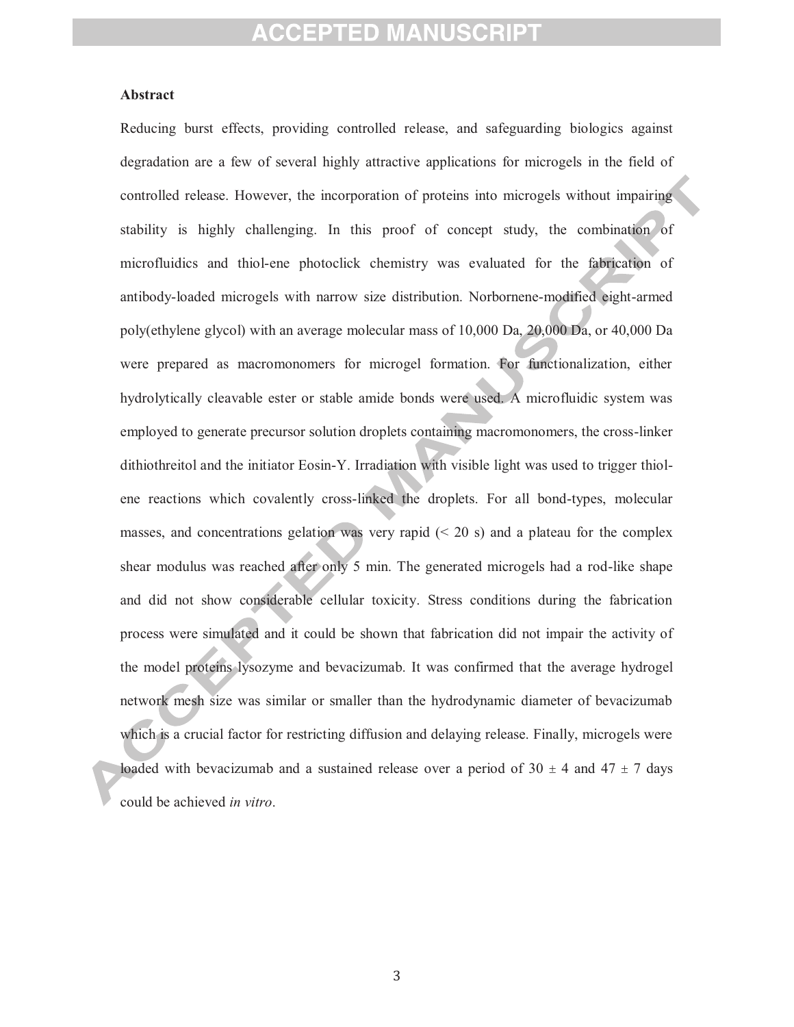## Abstract

Reducing burst effects, providing controlled release, and safeguarding biologics against degradation are a few of several highly attractive applications for microgels in the field of controlled release. However, the incorporation of proteins into microgels without impairing stability is highly challenging. In this proof of concept study, the combination of microfluidics and thiol-ene photoclick chemistry was evaluated for the fabrication of antibody-loaded microgels with narrow size distribution. Norbornene-modified eight-armed poly(ethylene glycol) with an average molecular mass of 10,000 Da, 20,000 Da, or 40,000 Da were prepared as macromonomers for microgel formation. For functionalization, either hydrolytically cleavable ester or stable amide bonds were used. A microfluidic system was employed to generate precursor solution droplets containing macromonomers, the cross-linker dithiothreitol and the initiator Eosin-Y. Irradiation with visible light was used to trigger thiol-ene reactions which covalently cross-linked the droplets. For all bond-types, molecular masses, and concentrations gelation was very rapid (< 20 s) and a plateau for the complex shear modulus was reached after only 5 min. The generated microgels had a rod-like shape and did not show considerable cellular toxicity. Stress conditions during the fabrication process were simulated and it could be shown that fabrication did not impair the activity of the model proteins lysozyme and bevacizumab. It was confirmed that the average hydrogel network mesh size was similar or smaller than the hydrodynamic diameter of bevacizumab which is a crucial factor for restricting diffusion and delaying release. Finally, microgels were loaded with bevacizumab and a sustained release over a period of 30 ± 4 and 47 ± 7 days could be achieved *in vitro*.